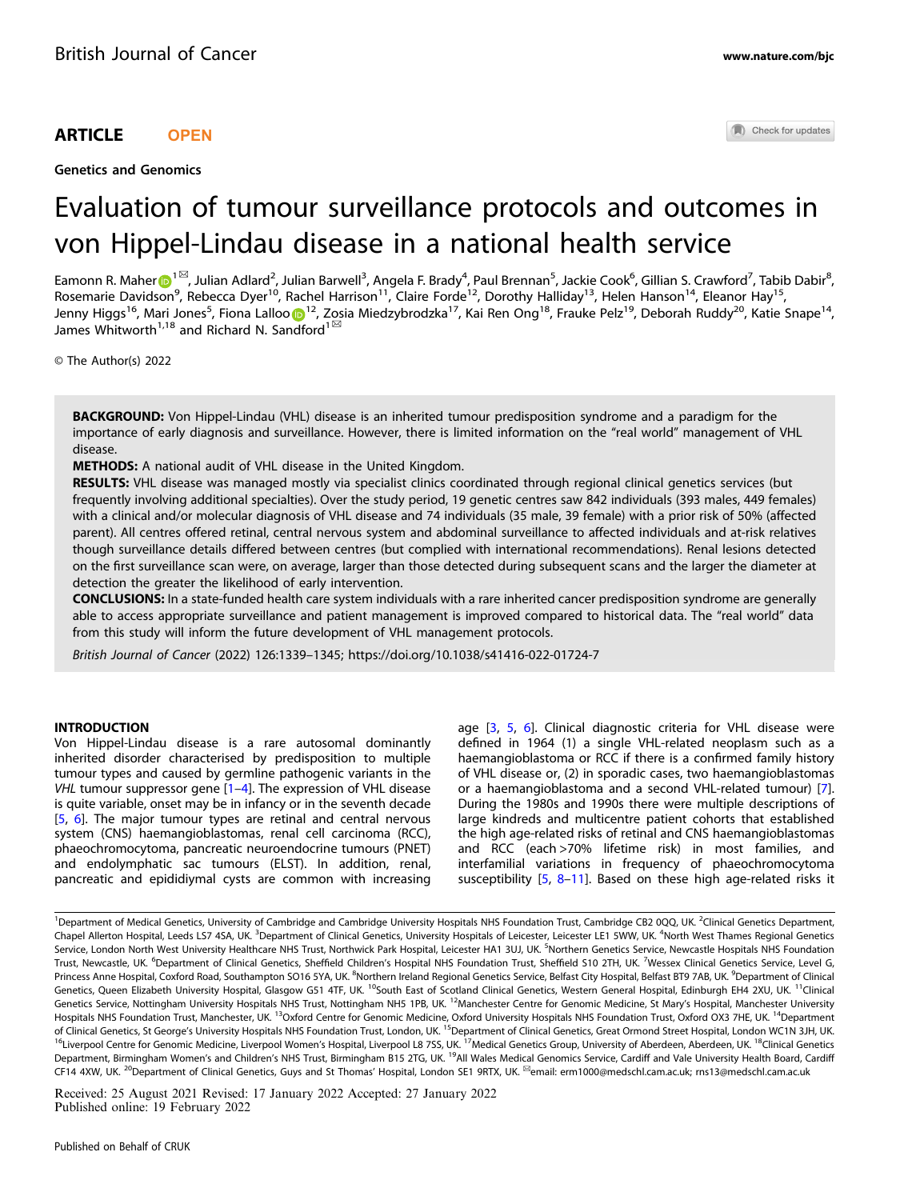ARTICLE OPEN

Genetics and Genomics

# Evaluation of tumour surveillance protocols and outcomes in von Hippel-Lindau disease in a national health service

Eamonn R. Maher[1], Julian Adlard[2], Julian Barwell[3], Angela F. Brady[4], Paul Brennan[5], Jackie Cook[6], Gillian S. Crawford[7], Tabib Dabir[8], Rosemarie Davidson[9], Rebecca Dyer[10], Rachel Harrison[11], Claire Forde[12], Dorothy Halliday[13], Helen Hanson[14], Eleanor Hay[15], Jenny Higgs[16], Mari Jones[5], Fiona Lalloo[12], Zosia Miedzybrodzka[17], Kai Ren Ong[18], Frauke Pelz[19], Deborah Ruddy[20], Katie Snape[14], James Whitworth[1,18] and Richard N. Sandford[1]

© The Author(s) 2022

**BACKGROUND:** Von Hippel-Lindau (VHL) disease is an inherited tumour predisposition syndrome and a paradigm for the importance of early diagnosis and surveillance. However, there is limited information on the "real world" management of VHL disease.

**METHODS:** A national audit of VHL disease in the United Kingdom.

**RESULTS:** VHL disease was managed mostly via specialist clinics coordinated through regional clinical genetics services (but frequently involving additional specialties). Over the study period, 19 genetic centres saw 842 individuals (393 males, 449 females) with a clinical and/or molecular diagnosis of VHL disease and 74 individuals (35 male, 39 female) with a prior risk of 50% (affected parent). All centres offered retinal, central nervous system and abdominal surveillance to affected individuals and at-risk relatives though surveillance details differed between centres (but complied with international recommendations). Renal lesions detected on the first surveillance scan were, on average, larger than those detected during subsequent scans and the larger the diameter at detection the greater the likelihood of early intervention.

**CONCLUSIONS:** In a state-funded health care system individuals with a rare inherited cancer predisposition syndrome are generally able to access appropriate surveillance and patient management is improved compared to historical data. The "real world" data from this study will inform the future development of VHL management protocols.

*British Journal of Cancer* (2022) 126:1339–1345; https://doi.org/10.1038/s41416-022-01724-7

## INTRODUCTION

Von Hippel-Lindau disease is a rare autosomal dominantly inherited disorder characterised by predisposition to multiple tumour types and caused by germline pathogenic variants in the *VHL* tumour suppressor gene [1–4]. The expression of VHL disease is quite variable, onset may be in infancy or in the seventh decade [5, 6]. The major tumour types are retinal and central nervous system (CNS) haemangioblastomas, renal cell carcinoma (RCC), phaeochromocytoma, pancreatic neuroendocrine tumours (PNET) and endolymphatic sac tumours (ELST). In addition, renal, pancreatic and epididymal cysts are common with increasing age [3, 5, 6]. Clinical diagnostic criteria for VHL disease were defined in 1964 (1) a single VHL-related neoplasm such as a haemangioblastoma or RCC if there is a confirmed family history of VHL disease or, (2) in sporadic cases, two haemangioblastomas or a haemangioblastoma and a second VHL-related tumour) [7]. During the 1980s and 1990s there were multiple descriptions of large kindreds and multicentre patient cohorts that established the high age-related risks of retinal and CNS haemangioblastomas and RCC (each >70% lifetime risk) in most families, and interfamilial variations in frequency of phaeochromocytoma susceptibility [5, 8–11]. Based on these high age-related risks it

[1]Department of Medical Genetics, University of Cambridge and Cambridge University Hospitals NHS Foundation Trust, Cambridge CB2 0QQ, UK. [2]Clinical Genetics Department, Chapel Allerton Hospital, Leeds LS7 4SA, UK. [3]Department of Clinical Genetics, University Hospitals of Leicester, Leicester LE1 5WW, UK. [4]North West Thames Regional Genetics Service, London North West University Healthcare NHS Trust, Northwick Park Hospital, Leicester HA1 3UJ, UK. [5]Northern Genetics Service, Newcastle Hospitals NHS Foundation Trust, Newcastle, UK. [6]Department of Clinical Genetics, Sheffield Children's Hospital NHS Foundation Trust, Sheffield S10 2TH, UK. [7]Wessex Clinical Genetics Service, Level G, Princess Anne Hospital, Coxford Road, Southampton SO16 5YA, UK. [8]Northern Ireland Regional Genetics Service, Belfast City Hospital, Belfast BT9 7AB, UK. [9]Department of Clinical Genetics, Queen Elizabeth University Hospital, Glasgow G51 4TF, UK. [10]South East of Scotland Clinical Genetics, Western General Hospital, Edinburgh EH4 2XU, UK. [11]Clinical Genetics Service, Nottingham University Hospitals NHS Trust, Nottingham NH5 1PB, UK. [12]Manchester Centre for Genomic Medicine, St Mary's Hospital, Manchester University Hospitals NHS Foundation Trust, Manchester, UK. [13]Oxford Centre for Genomic Medicine, Oxford University Hospitals NHS Foundation Trust, Oxford OX3 7HE, UK. [14]Department of Clinical Genetics, St George's University Hospitals NHS Foundation Trust, London, UK. [15]Department of Clinical Genetics, Great Ormond Street Hospital, London WC1N 3JH, UK. [16]Liverpool Centre for Genomic Medicine, Liverpool Women's Hospital, Liverpool L8 7SS, UK. [17]Medical Genetics Group, University of Aberdeen, Aberdeen, UK. [18]Clinical Genetics Department, Birmingham Women's and Children's NHS Trust, Birmingham B15 2TG, UK. [19]All Wales Medical Genomics Service, Cardiff and Vale University Health Board, Cardiff CF14 4XW, UK. [20]Department of Clinical Genetics, Guys and St Thomas' Hospital, London SE1 9RTX, UK. email: erm1000@medschl.cam.ac.uk; rns13@medschl.cam.ac.uk

Received: 25 August 2021 Revised: 17 January 2022 Accepted: 27 January 2022
Published online: 19 February 2022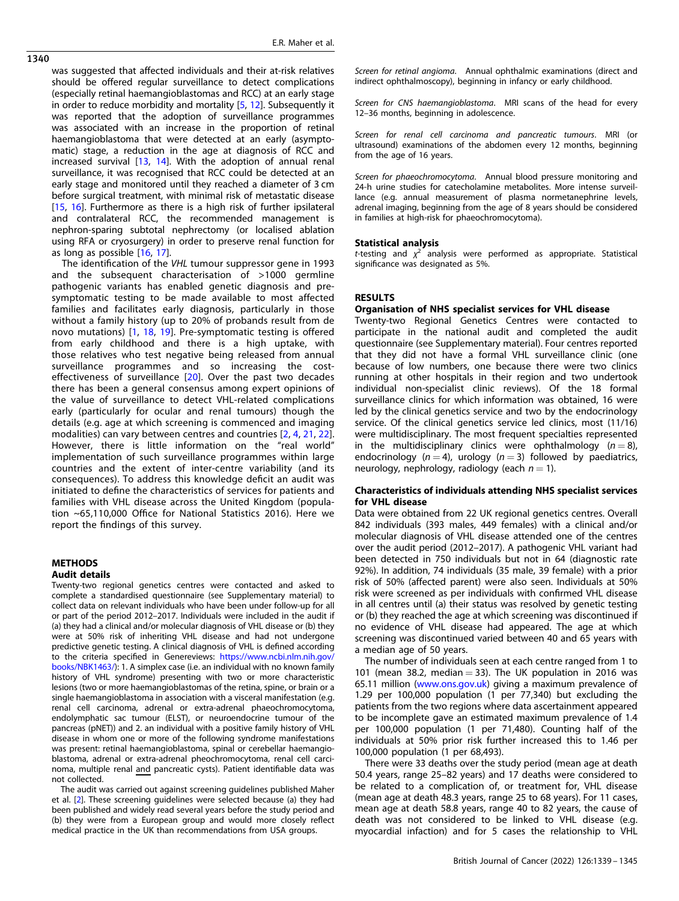was suggested that affected individuals and their at-risk relatives should be offered regular surveillance to detect complications (especially retinal haemangioblastomas and RCC) at an early stage in order to reduce morbidity and mortality [5, 12]. Subsequently it was reported that the adoption of surveillance programmes was associated with an increase in the proportion of retinal haemangioblastoma that were detected at an early (asymptomatic) stage, a reduction in the age at diagnosis of RCC and increased survival [13, 14]. With the adoption of annual renal surveillance, it was recognised that RCC could be detected at an early stage and monitored until they reached a diameter of 3 cm before surgical treatment, with minimal risk of metastatic disease [15, 16]. Furthermore as there is a high risk of further ipsilateral and contralateral RCC, the recommended management is nephron-sparing subtotal nephrectomy (or localised ablation using RFA or cryosurgery) in order to preserve renal function for as long as possible [16, 17].

The identification of the *VHL* tumour suppressor gene in 1993 and the subsequent characterisation of >1000 germline pathogenic variants has enabled genetic diagnosis and pre-symptomatic testing to be made available to most affected families and facilitates early diagnosis, particularly in those without a family history (up to 20% of probands result from de novo mutations) [1, 18, 19]. Pre-symptomatic testing is offered from early childhood and there is a high uptake, with those relatives who test negative being released from annual surveillance programmes and so increasing the cost-effectiveness of surveillance [20]. Over the past two decades there has been a general consensus among expert opinions of the value of surveillance to detect VHL-related complications early (particularly for ocular and renal tumours) though the details (e.g. age at which screening is commenced and imaging modalities) can vary between centres and countries [2, 4, 21, 22]. However, there is little information on the "real world" implementation of such surveillance programmes within large countries and the extent of inter-centre variability (and its consequences). To address this knowledge deficit an audit was initiated to define the characteristics of services for patients and families with VHL disease across the United Kingdom (population ~65,110,000 Office for National Statistics 2016). Here we report the findings of this survey.

## METHODS

### Audit details

Twenty-two regional genetics centres were contacted and asked to complete a standardised questionnaire (see Supplementary material) to collect data on relevant individuals who have been under follow-up for all or part of the period 2012–2017. Individuals were included in the audit if (a) they had a clinical and/or molecular diagnosis of VHL disease or (b) they were at 50% risk of inheriting VHL disease and had not undergone predictive genetic testing. A clinical diagnosis of VHL is defined according to the criteria specified in Genereviews: https://www.ncbi.nlm.nih.gov/books/NBK1463/): 1. A simplex case (i.e. an individual with no known family history of VHL syndrome) presenting with two or more characteristic lesions (two or more haemangioblastomas of the retina, spine, or brain or a single haemangioblastoma in association with a visceral manifestation (e.g. renal cell carcinoma, adrenal or extra-adrenal phaeochromocytoma, endolymphatic sac tumour (ELST), or neuroendocrine tumour of the pancreas (pNET)) and 2. an individual with a positive family history of VHL disease in whom one or more of the following syndrome manifestations was present: retinal haemangioblastoma, spinal or cerebellar haemangioblastoma, adrenal or extra-adrenal pheochromocytoma, renal cell carcinoma, multiple renal and pancreatic cysts). Patient identifiable data was not collected.

The audit was carried out against screening guidelines published Maher et al. [2]. These screening guidelines were selected because (a) they had been published and widely read several years before the study period and (b) they were from a European group and would more closely reflect medical practice in the UK than recommendations from USA groups.

*Screen for retinal angioma.* Annual ophthalmic examinations (direct and indirect ophthalmoscopy), beginning in infancy or early childhood.

*Screen for CNS haemangioblastoma.* MRI scans of the head for every 12–36 months, beginning in adolescence.

*Screen for renal cell carcinoma and pancreatic tumours.* MRI (or ultrasound) examinations of the abdomen every 12 months, beginning from the age of 16 years.

*Screen for phaeochromocytoma.* Annual blood pressure monitoring and 24-h urine studies for catecholamine metabolites. More intense surveillance (e.g. annual measurement of plasma normetanephrine levels, adrenal imaging, beginning from the age of 8 years should be considered in families at high-risk for phaeochromocytoma).

### Statistical analysis

*t*-testing and $\chi^2$ analysis were performed as appropriate. Statistical significance was designated as 5%.

## RESULTS

### Organisation of NHS specialist services for VHL disease

Twenty-two Regional Genetics Centres were contacted to participate in the national audit and completed the audit questionnaire (see Supplementary material). Four centres reported that they did not have a formal VHL surveillance clinic (one because of low numbers, one because there were two clinics running at other hospitals in their region and two undertook individual non-specialist clinic reviews). Of the 18 formal surveillance clinics for which information was obtained, 16 were led by the clinical genetics service and two by the endocrinology service. Of the clinical genetics service led clinics, most (11/16) were multidisciplinary. The most frequent specialties represented in the multidisciplinary clinics were ophthalmology ($n = 8$), endocrinology ($n = 4$), urology ($n = 3$) followed by paediatrics, neurology, nephrology, radiology (each $n = 1$).

### Characteristics of individuals attending NHS specialist services for VHL disease

Data were obtained from 22 UK regional genetics centres. Overall 842 individuals (393 males, 449 females) with a clinical and/or molecular diagnosis of VHL disease attended one of the centres over the audit period (2012–2017). A pathogenic VHL variant had been detected in 750 individuals but not in 64 (diagnostic rate 92%). In addition, 74 individuals (35 male, 39 female) with a prior risk of 50% (affected parent) were also seen. Individuals at 50% risk were screened as per individuals with confirmed VHL disease in all centres until (a) their status was resolved by genetic testing or (b) they reached the age at which screening was discontinued if no evidence of VHL disease had appeared. The age at which screening was discontinued varied between 40 and 65 years with a median age of 50 years.

The number of individuals seen at each centre ranged from 1 to 101 (mean 38.2, median = 33). The UK population in 2016 was 65.11 million (www.ons.gov.uk) giving a maximum prevalence of 1.29 per 100,000 population (1 per 77,340) but excluding the patients from the two regions where data ascertainment appeared to be incomplete gave an estimated maximum prevalence of 1.4 per 100,000 population (1 per 71,480). Counting half of the individuals at 50% prior risk further increased this to 1.46 per 100,000 population (1 per 68,493).

There were 33 deaths over the study period (mean age at death 50.4 years, range 25–82 years) and 17 deaths were considered to be related to a complication of, or treatment for, VHL disease (mean age at death 48.3 years, range 25 to 68 years). For 11 cases, mean age at death 58.8 years, range 40 to 82 years, the cause of death was not considered to be linked to VHL disease (e.g. myocardial infaction) and for 5 cases the relationship to VHL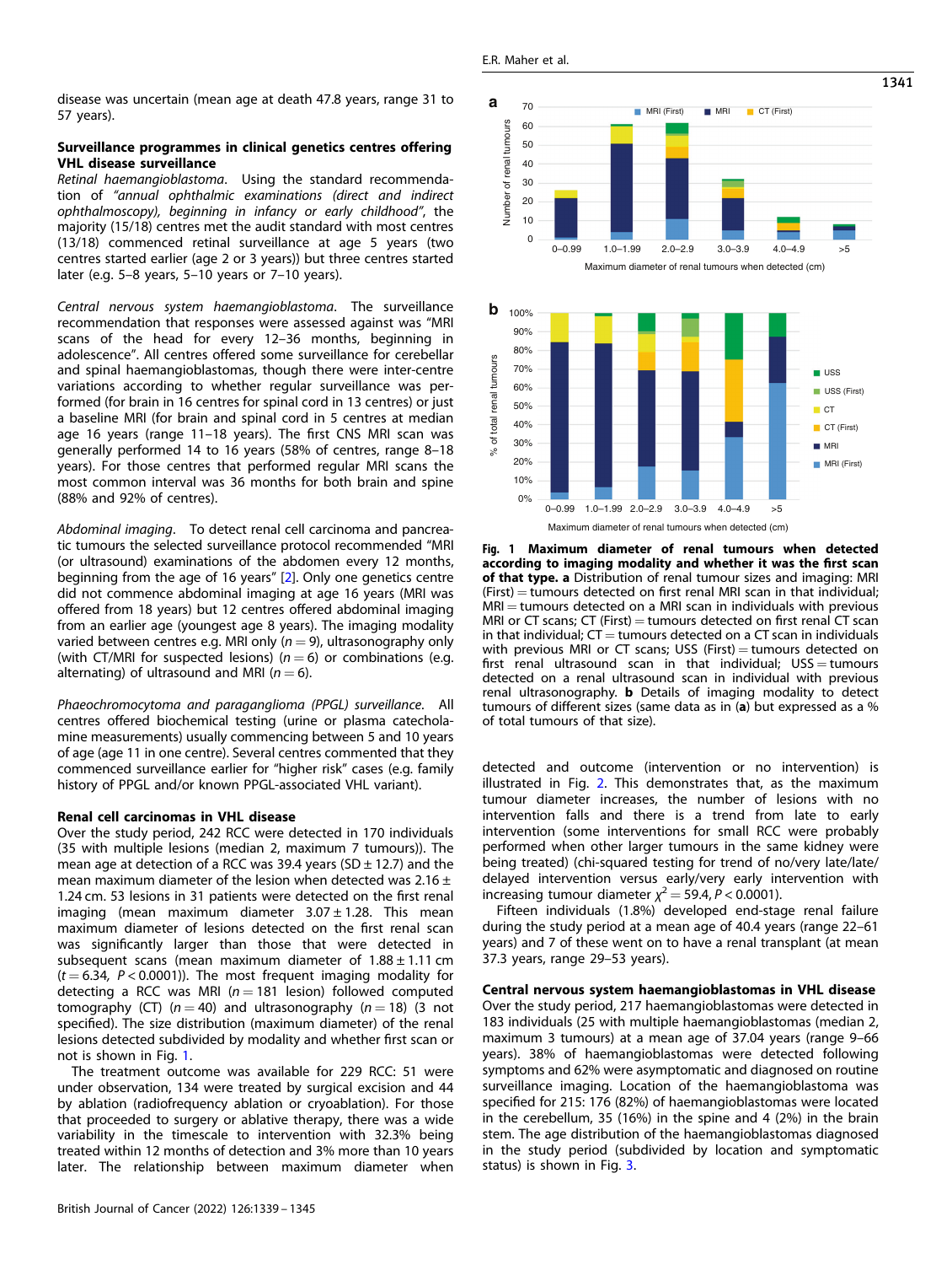disease was uncertain (mean age at death 47.8 years, range 31 to 57 years).

### Surveillance programmes in clinical genetics centres offering VHL disease surveillance

*Retinal haemangioblastoma*. Using the standard recommendation of *"annual ophthalmic examinations (direct and indirect ophthalmoscopy), beginning in infancy or early childhood"*, the majority (15/18) centres met the audit standard with most centres (13/18) commenced retinal surveillance at age 5 years (two centres started earlier (age 2 or 3 years)) but three centres started later (e.g. 5–8 years, 5–10 years or 7–10 years).

*Central nervous system haemangioblastoma*. The surveillance recommendation that responses were assessed against was "MRI scans of the head for every 12–36 months, beginning in adolescence". All centres offered some surveillance for cerebellar and spinal haemangioblastomas, though there were inter-centre variations according to whether regular surveillance was performed (for brain in 16 centres for spinal cord in 13 centres) or just a baseline MRI (for brain and spinal cord in 5 centres at median age 16 years (range 11–18 years). The first CNS MRI scan was generally performed 14 to 16 years (58% of centres, range 8–18 years). For those centres that performed regular MRI scans the most common interval was 36 months for both brain and spine (88% and 92% of centres).

*Abdominal imaging*. To detect renal cell carcinoma and pancreatic tumours the selected surveillance protocol recommended "MRI (or ultrasound) examinations of the abdomen every 12 months, beginning from the age of 16 years" [2]. Only one genetics centre did not commence abdominal imaging at age 16 years (MRI was offered from 18 years) but 12 centres offered abdominal imaging from an earlier age (youngest age 8 years). The imaging modality varied between centres e.g. MRI only ($n = 9$), ultrasonography only (with CT/MRI for suspected lesions) ($n = 6$) or combinations (e.g. alternating) of ultrasound and MRI ($n = 6$).

*Phaeochromocytoma and paraganglioma (PPGL) surveillance*. All centres offered biochemical testing (urine or plasma catecholamine measurements) usually commencing between 5 and 10 years of age (age 11 in one centre). Several centres commented that they commenced surveillance earlier for "higher risk" cases (e.g. family history of PPGL and/or known PPGL-associated VHL variant).

### Renal cell carcinomas in VHL disease

Over the study period, 242 RCC were detected in 170 individuals (35 with multiple lesions (median 2, maximum 7 tumours)). The mean age at detection of a RCC was 39.4 years (SD ± 12.7) and the mean maximum diameter of the lesion when detected was 2.16 ± 1.24 cm. 53 lesions in 31 patients were detected on the first renal imaging (mean maximum diameter 3.07 ± 1.28. This mean maximum diameter of lesions detected on the first renal scan was significantly larger than those that were detected in subsequent scans (mean maximum diameter of 1.88 ± 1.11 cm ($t = 6.34$, $P < 0.0001$)). The most frequent imaging modality for detecting a RCC was MRI ($n = 181$ lesion) followed computed tomography (CT) ($n = 40$) and ultrasonography ($n = 18$) (3 not specified). The size distribution (maximum diameter) of the renal lesions detected subdivided by modality and whether first scan or not is shown in Fig. 1.

The treatment outcome was available for 229 RCC: 51 were under observation, 134 were treated by surgical excision and 44 by ablation (radiofrequency ablation or cryoablation). For those that proceeded to surgery or ablative therapy, there was a wide variability in the timescale to intervention with 32.3% being treated within 12 months of detection and 3% more than 10 years later. The relationship between maximum diameter when detected and outcome (intervention or no intervention) is illustrated in Fig. 2. This demonstrates that, as the maximum tumour diameter increases, the number of lesions with no intervention falls and there is a trend from late to early intervention (some interventions for small RCC were probably performed when other larger tumours in the same kidney were being treated) (chi-squared testing for trend of no/very late/late/delayed intervention versus early/very early intervention with increasing tumour diameter $\chi^2 = 59.4$, $P < 0.0001$).

Fifteen individuals (1.8%) developed end-stage renal failure during the study period at a mean age of 40.4 years (range 22–61 years) and 7 of these went on to have a renal transplant (at mean 37.3 years, range 29–53 years).

**Fig. 1 Maximum diameter of renal tumours when detected according to imaging modality and whether it was the first scan of that type.** **a** Distribution of renal tumour sizes and imaging: MRI (First) = tumours detected on first renal MRI scan in that individual; MRI = tumours detected on a MRI scan in individuals with previous MRI or CT scans; CT (First) = tumours detected on first renal CT scan in that individual; CT = tumours detected on a CT scan in individuals with previous MRI or CT scans; USS (First) = tumours detected on first renal ultrasound scan in that individual; USS = tumours detected on a renal ultrasound scan in individual with previous renal ultrasonography. **b** Details of imaging modality to detect tumours of different sizes (same data as in (**a**) but expressed as a % of total tumours of that size).

### Central nervous system haemangioblastomas in VHL disease

Over the study period, 217 haemangioblastomas were detected in 183 individuals (25 with multiple haemangioblastomas (median 2, maximum 3 tumours)) at a mean age of 37.04 years (range 9–66 years). 38% of haemangioblastomas were detected following symptoms and 62% were asymptomatic and diagnosed on routine surveillance imaging. Location of the haemangioblastoma was specified for 215: 176 (82%) of haemangioblastomas were located in the cerebellum, 35 (16%) in the spine and 4 (2%) in the brain stem. The age distribution of the haemangioblastomas diagnosed in the study period (subdivided by location and symptomatic status) is shown in Fig. 3.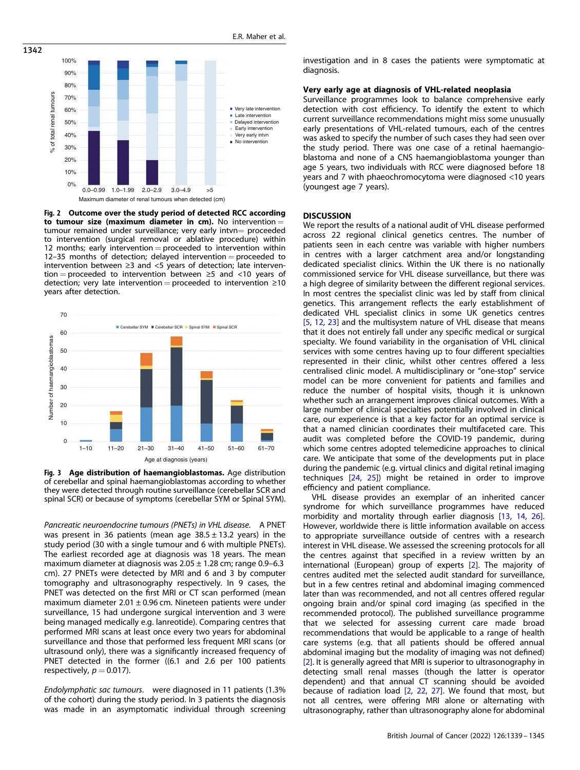Fig. 2 **Outcome over the study period of detected RCC according to tumour size (maximum diameter in cm).** No intervention = tumour remained under surveillance; very early intvn= proceeded to intervention (surgical removal or ablative procedure) within 12 months; early intervention = proceeded to intervention within 12–35 months of detection; delayed intervention = proceeded to intervention between ≥3 and <5 years of detection; late intervention = proceeded to intervention between ≥5 and <10 years of detection; very late intervention = proceeded to intervention ≥10 years after detection.

Fig. 3 **Age distribution of haemangioblastomas.** Age distribution of cerebellar and spinal haemangioblastomas according to whether they were detected through routine surveillance (cerebellar SCR and spinal SCR) or because of symptoms (cerebellar SYM or Spinal SYM).

*Pancreatic neuroendocrine tumours (PNETs) in VHL disease.* A PNET was present in 36 patients (mean age 38.5 ± 13.2 years) in the study period (30 with a single tumour and 6 with multiple PNETs). The earliest recorded age at diagnosis was 18 years. The mean maximum diameter at diagnosis was 2.05 ± 1.28 cm; range 0.9–6.3 cm). 27 PNETs were detected by MRI and 6 and 3 by computer tomography and ultrasonography respectively. In 9 cases, the PNET was detected on the first MRI or CT scan performed (mean maximum diameter 2.01 ± 0.96 cm. Nineteen patients were under surveillance, 15 had undergone surgical intervention and 3 were being managed medically e.g. lanreotide). Comparing centres that performed MRI scans at least once every two years for abdominal surveillance and those that performed less frequent MRI scans (or ultrasound only), there was a significantly increased frequency of PNET detected in the former ((6.1 and 2.6 per 100 patients respectively, $p = 0.017$).

*Endolymphatic sac tumours.* were diagnosed in 11 patients (1.3% of the cohort) during the study period. In 3 patients the diagnosis was made in an asymptomatic individual through screening investigation and in 8 cases the patients were symptomatic at diagnosis.

### Very early age at diagnosis of VHL-related neoplasia

Surveillance programmes look to balance comprehensive early detection with cost efficiency. To identify the extent to which current surveillance recommendations might miss some unusually early presentations of VHL-related tumours, each of the centres was asked to specify the number of such cases they had seen over the study period. There was one case of a retinal haemangioblastoma and none of a CNS haemangioblastoma younger than age 5 years, two individuals with RCC were diagnosed before 18 years and 7 with phaeochromocytoma were diagnosed <10 years (youngest age 7 years).

## DISCUSSION

We report the results of a national audit of VHL disease performed across 22 regional clinical genetics centres. The number of patients seen in each centre was variable with higher numbers in centres with a larger catchment area and/or longstanding dedicated specialist clinics. Within the UK there is no nationally commissioned service for VHL disease surveillance, but there was a high degree of similarity between the different regional services. In most centres the specialist clinic was led by staff from clinical genetics. This arrangement reflects the early establishment of dedicated VHL specialist clinics in some UK genetics centres [5, 12, 23] and the multisystem nature of VHL disease that means that it does not entirely fall under any specific medical or surgical specialty. We found variability in the organisation of VHL clinical services with some centres having up to four different specialties represented in their clinic, whilst other centres offered a less centralised clinic model. A multidisciplinary or "one-stop" service model can be more convenient for patients and families and reduce the number of hospital visits, though it is unknown whether such an arrangement improves clinical outcomes. With a large number of clinical specialties potentially involved in clinical care, our experience is that a key factor for an optimal service is that a named clinician coordinates their multifaceted care. This audit was completed before the COVID-19 pandemic, during which some centres adopted telemedicine approaches to clinical care. We anticipate that some of the developments put in place during the pandemic (e.g. virtual clinics and digital retinal imaging techniques [24, 25]) might be retained in order to improve efficiency and patient compliance.

VHL disease provides an exemplar of an inherited cancer syndrome for which surveillance programmes have reduced morbidity and mortality through earlier diagnosis [13, 14, 26]. However, worldwide there is little information available on access to appropriate surveillance outside of centres with a research interest in VHL disease. We assessed the screening protocols for all the centres against that specified in a review written by an international (European) group of experts [2]. The majority of centres audited met the selected audit standard for surveillance, but in a few centres retinal and abdominal imaging commenced later than was recommended, and not all centres offered regular ongoing brain and/or spinal cord imaging (as specified in the recommended protocol). The published surveillance programme that we selected for assessing current care made broad recommendations that would be applicable to a range of health care systems (e.g. that all patients should be offered annual abdominal imaging but the modality of imaging was not defined) [2]. It is generally agreed that MRI is superior to ultrasonography in detecting small renal masses (though the latter is operator dependent) and that annual CT scanning should be avoided because of radiation load [2, 22, 27]. We found that most, but not all centres, were offering MRI alone or alternating with ultrasonography, rather than ultrasonography alone for abdominal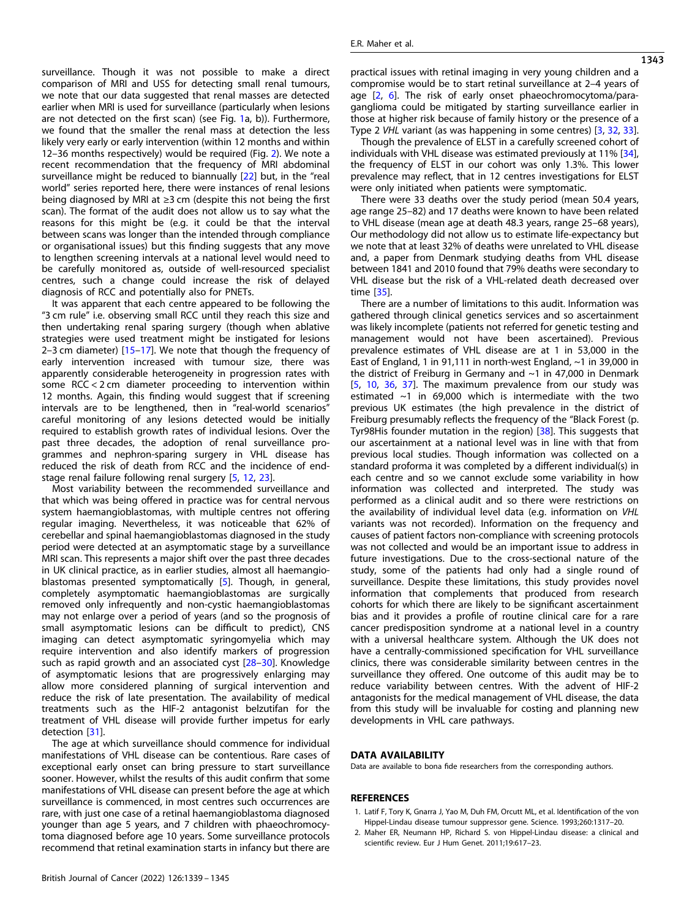surveillance. Though it was not possible to make a direct comparison of MRI and USS for detecting small renal tumours, we note that our data suggested that renal masses are detected earlier when MRI is used for surveillance (particularly when lesions are not detected on the first scan) (see Fig. 1a, b)). Furthermore, we found that the smaller the renal mass at detection the less likely very early or early intervention (within 12 months and within 12–36 months respectively) would be required (Fig. 2). We note a recent recommendation that the frequency of MRI abdominal surveillance might be reduced to biannually [22] but, in the "real world" series reported here, there were instances of renal lesions being diagnosed by MRI at ≥3 cm (despite this not being the first scan). The format of the audit does not allow us to say what the reasons for this might be (e.g. it could be that the interval between scans was longer than the intended through compliance or organisational issues) but this finding suggests that any move to lengthen screening intervals at a national level would need to be carefully monitored as, outside of well-resourced specialist centres, such a change could increase the risk of delayed diagnosis of RCC and potentially also for PNETs.

It was apparent that each centre appeared to be following the "3 cm rule" i.e. observing small RCC until they reach this size and then undertaking renal sparing surgery (though when ablative strategies were used treatment might be instigated for lesions 2–3 cm diameter) [15–17]. We note that though the frequency of early intervention increased with tumour size, there was apparently considerable heterogeneity in progression rates with some RCC < 2 cm diameter proceeding to intervention within 12 months. Again, this finding would suggest that if screening intervals are to be lengthened, then in "real-world scenarios" careful monitoring of any lesions detected would be initially required to establish growth rates of individual lesions. Over the past three decades, the adoption of renal surveillance programmes and nephron-sparing surgery in VHL disease has reduced the risk of death from RCC and the incidence of end-stage renal failure following renal surgery [5, 12, 23].

Most variability between the recommended surveillance and that which was being offered in practice was for central nervous system haemangioblastomas, with multiple centres not offering regular imaging. Nevertheless, it was noticeable that 62% of cerebellar and spinal haemangioblastomas diagnosed in the study period were detected at an asymptomatic stage by a surveillance MRI scan. This represents a major shift over the past three decades in UK clinical practice, as in earlier studies, almost all haemangioblastomas presented symptomatically [5]. Though, in general, completely asymptomatic haemangioblastomas are surgically removed only infrequently and non-cystic haemangioblastomas may not enlarge over a period of years (and so the prognosis of small asymptomatic lesions can be difficult to predict), CNS imaging can detect asymptomatic syringomyelia which may require intervention and also identify markers of progression such as rapid growth and an associated cyst [28–30]. Knowledge of asymptomatic lesions that are progressively enlarging may allow more considered planning of surgical intervention and reduce the risk of late presentation. The availability of medical treatments such as the HIF-2 antagonist belzutifan for the treatment of VHL disease will provide further impetus for early detection [31].

The age at which surveillance should commence for individual manifestations of VHL disease can be contentious. Rare cases of exceptional early onset can bring pressure to start surveillance sooner. However, whilst the results of this audit confirm that some manifestations of VHL disease can present before the age at which surveillance is commenced, in most centres such occurrences are rare, with just one case of a retinal haemangioblastoma diagnosed younger than age 5 years, and 7 children with phaeochromocytoma diagnosed before age 10 years. Some surveillance protocols recommend that retinal examination starts in infancy but there are practical issues with retinal imaging in very young children and a compromise would be to start retinal surveillance at 2–4 years of age [2, 6]. The risk of early onset phaeochromocytoma/paraganglioma could be mitigated by starting surveillance earlier in those at higher risk because of family history or the presence of a Type 2 *VHL* variant (as was happening in some centres) [3, 32, 33].

Though the prevalence of ELST in a carefully screened cohort of individuals with VHL disease was estimated previously at 11% [34], the frequency of ELST in our cohort was only 1.3%. This lower prevalence may reflect, that in 12 centres investigations for ELST were only initiated when patients were symptomatic.

There were 33 deaths over the study period (mean 50.4 years, age range 25–82) and 17 deaths were known to have been related to VHL disease (mean age at death 48.3 years, range 25–68 years), Our methodology did not allow us to estimate life-expectancy but we note that at least 32% of deaths were unrelated to VHL disease and, a paper from Denmark studying deaths from VHL disease between 1841 and 2010 found that 79% deaths were secondary to VHL disease but the risk of a VHL-related death decreased over time [35].

There are a number of limitations to this audit. Information was gathered through clinical genetics services and so ascertainment was likely incomplete (patients not referred for genetic testing and management would not have been ascertained). Previous prevalence estimates of VHL disease are at 1 in 53,000 in the East of England, 1 in 91,111 in north-west England, ~1 in 39,000 in the district of Freiburg in Germany and ~1 in 47,000 in Denmark [5, 10, 36, 37]. The maximum prevalence from our study was estimated ~1 in 69,000 which is intermediate with the two previous UK estimates (the high prevalence in the district of Freiburg presumably reflects the frequency of the "Black Forest (p. Tyr98His founder mutation in the region) [38]. This suggests that our ascertainment at a national level was in line with that from previous local studies. Though information was collected on a standard proforma it was completed by a different individual(s) in each centre and so we cannot exclude some variability in how information was collected and interpreted. The study was performed as a clinical audit and so there were restrictions on the availability of individual level data (e.g. information on *VHL* variants was not recorded). Information on the frequency and causes of patient factors non-compliance with screening protocols was not collected and would be an important issue to address in future investigations. Due to the cross-sectional nature of the study, some of the patients had only had a single round of surveillance. Despite these limitations, this study provides novel information that complements that produced from research cohorts for which there are likely to be significant ascertainment bias and it provides a profile of routine clinical care for a rare cancer predisposition syndrome at a national level in a country with a universal healthcare system. Although the UK does not have a centrally-commissioned specification for VHL surveillance clinics, there was considerable similarity between centres in the surveillance they offered. One outcome of this audit may be to reduce variability between centres. With the advent of HIF-2 antagonists for the medical management of VHL disease, the data from this study will be invaluable for costing and planning new developments in VHL care pathways.

## DATA AVAILABILITY

Data are available to bona fide researchers from the corresponding authors.

## REFERENCES

1. Latif F, Tory K, Gnarra J, Yao M, Duh FM, Orcutt ML, et al. Identification of the von Hippel-Lindau disease tumour suppressor gene. Science. 1993;260:1317–20.
2. Maher ER, Neumann HP, Richard S. von Hippel-Lindau disease: a clinical and scientific review. Eur J Hum Genet. 2011;19:617–23.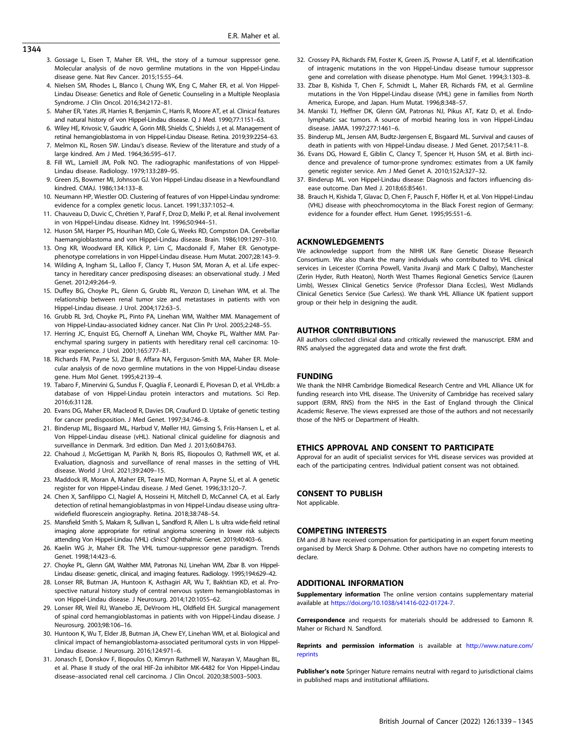3. Gossage L, Eisen T, Maher ER. VHL, the story of a tumour suppressor gene. Molecular analysis of de novo germline mutations in the von Hippel-Lindau disease gene. Nat Rev Cancer. 2015;15:55–64.
4. Nielsen SM, Rhodes L, Blanco I, Chung WK, Eng C, Maher ER, et al. Von Hippel-Lindau Disease: Genetics and Role of Genetic Counseling in a Multiple Neoplasia Syndrome. J Clin Oncol. 2016;34:2172–81.
5. Maher ER, Yates JR, Harries R, Benjamin C, Harris R, Moore AT, et al. Clinical features and natural history of von Hippel-Lindau disease. Q J Med. 1990;77:1151–63.
6. Wiley HE, Krivosic V, Gaudric A, Gorin MB, Shields C, Shields J, et al. Management of retinal hemangioblastoma in von Hippel-Lindau Disease. Retina. 2019;39:2254–63.
7. Melmon KL, Rosen SW. Lindau's disease. Review of the literature and study of a large kindred. Am J Med. 1964;36:595–617.
8. Fill WL, Lamiell JM, Polk NO. The radiographic manifestations of von Hippel-Lindau disease. Radiology. 1979;133:289–95.
9. Green JS, Bowmer MI, Johnson GJ. Von Hippel-Lindau disease in a Newfoundland kindred. CMAJ. 1986;134:133–8.
10. Neumann HP, Wiestler OD. Clustering of features of von Hippel-Lindau syndrome: evidence for a complex genetic locus. Lancet. 1991;337:1052–4.
11. Chauveau D, Duvic C, Chrétien Y, Paraf F, Droz D, Melki P, et al. Renal involvement in von Hippel-Lindau disease. Kidney Int. 1996;50:944–51.
12. Huson SM, Harper PS, Hourihan MD, Cole G, Weeks RD, Compston DA. Cerebellar haemangioblastoma and von Hippel-Lindau disease. Brain. 1986;109:1297–310.
13. Ong KR, Woodward ER, Killick P, Lim C, Macdonald F, Maher ER. Genotype-phenotype correlations in von Hippel-Lindau disease. Hum Mutat. 2007;28:143–9.
14. Wilding A, Ingham SL, Lalloo F, Clancy T, Huson SM, Moran A, et al. Life expectancy in hereditary cancer predisposing diseases: an observational study. J Med Genet. 2012;49:264–9.
15. Duffey BG, Choyke PL, Glenn G, Grubb RL, Venzon D, Linehan WM, et al. The relationship between renal tumor size and metastases in patients with von Hippel-Lindau disease. J Urol. 2004;172:63–5.
16. Grubb RL 3rd, Choyke PL, Pinto PA, Linehan WM, Walther MM. Management of von Hippel-Lindau-associated kidney cancer. Nat Clin Pr Urol. 2005;2:248–55.
17. Herring JC, Enquist EG, Chernoff A, Linehan WM, Choyke PL, Walther MM. Parenchymal sparing surgery in patients with hereditary renal cell carcinoma: 10-year experience. J Urol. 2001;165:777–81.
18. Richards FM, Payne SJ, Zbar B, Affara NA, Ferguson-Smith MA, Maher ER. Molecular analysis of de novo germline mutations in the von Hippel-Lindau disease gene. Hum Mol Genet. 1995;4:2139–4.
19. Tabaro F, Minervini G, Sundus F, Quaglia F, Leonardi E, Piovesan D, et al. VHLdb: a database of von Hippel-Lindau protein interactors and mutations. Sci Rep. 2016;6:31128.
20. Evans DG, Maher ER, Macleod R, Davies DR, Craufurd D. Uptake of genetic testing for cancer predisposition. J Med Genet. 1997;34:746–8.
21. Binderup ML, Bisgaard ML, Harbud V, Møller HU, Gimsing S, Friis-Hansen L, et al. Von Hippel-Lindau disease (vHL). National clinical guideline for diagnosis and surveillance in Denmark. 3rd edition. Dan Med J. 2013;60:B4763.
22. Chahoud J, McGettigan M, Parikh N, Boris RS, Iliopoulos O, Rathmell WK, et al. Evaluation, diagnosis and surveillance of renal masses in the setting of VHL disease. World J Urol. 2021;39:2409–15.
23. Maddock IR, Moran A, Maher ER, Teare MD, Norman A, Payne SJ, et al. A genetic register for von Hippel-Lindau disease. J Med Genet. 1996;33:120–7.
24. Chen X, Sanfilippo CJ, Nagiel A, Hosseini H, Mitchell D, McCannel CA, et al. Early detection of retinal hemangioblastpmas in von Hippel-Lindau disease using ultra-widefield fluorescein angiography. Retina. 2018;38:748–54.
25. Mansfield Smith S, Makam R, Sullivan L, Sandford R, Allen L. Is ultra wide-field retinal imaging alone appropriate for retinal angioma screening in lower risk subjects attending Von Hippel-Lindau (VHL) clinics? Ophthalmic Genet. 2019;40:403–6.
26. Kaelin WG Jr, Maher ER. The VHL tumour-suppressor gene paradigm. Trends Genet. 1998;14:423–6.
27. Choyke PL, Glenn GM, Walther MM, Patronas NJ, Linehan WM, Zbar B. von Hippel-Lindau disease: genetic, clinical, and imaging features. Radiology. 1995;194:629–42.
28. Lonser RR, Butman JA, Huntoon K, Asthagiri AR, Wu T, Bakhtian KD, et al. Prospective natural history study of central nervous system hemangioblastomas in von Hippel-Lindau disease. J Neurosurg. 2014;120:1055–62.
29. Lonser RR, Weil RJ, Wanebo JE, DeVroom HL, Oldfield EH. Surgical management of spinal cord hemangioblastomas in patients with von Hippel-Lindau disease. J Neurosurg. 2003;98:106–16.
30. Huntoon K, Wu T, Elder JB, Butman JA, Chew EY, Linehan WM, et al. Biological and clinical impact of hemangioblastoma-associated peritumoral cysts in von Hippel-Lindau disease. J Neurosurg. 2016;124:971–6.
31. Jonasch E, Donskov F, Iliopoulos O, Kimryn Rathmell W, Narayan V, Maughan BL, et al. Phase II study of the oral HIF-2α inhibitor MK-6482 for Von Hippel-Lindau disease–associated renal cell carcinoma. J Clin Oncol. 2020;38:5003–5003.
32. Crossey PA, Richards FM, Foster K, Green JS, Prowse A, Latif F, et al. Identification of intragenic mutations in the von Hippel-Lindau disease tumour suppressor gene and correlation with disease phenotype. Hum Mol Genet. 1994;3:1303–8.
33. Zbar B, Kishida T, Chen F, Schmidt L, Maher ER, Richards FM, et al. Germline mutations in the Von Hippel-Lindau disease (VHL) gene in families from North America, Europe, and Japan. Hum Mutat. 1996;8:348–57.
34. Manski TJ, Heffner DK, Glenn GM, Patronas NJ, Pikus AT, Katz D, et al. Endolymphatic sac tumors. A source of morbid hearing loss in von Hippel-Lindau disease. JAMA. 1997;277:1461–6.
35. Binderup ML, Jensen AM, Budtz-Jørgensen E, Bisgaard ML. Survival and causes of death in patients with von Hippel-Lindau disease. J Med Genet. 2017;54:11–8.
36. Evans DG, Howard E, Giblin C, Clancy T, Spencer H, Huson SM, et al. Birth incidence and prevalence of tumor-prone syndromes: estimates from a UK family genetic register service. Am J Med Genet A. 2010;152A:327–32.
37. Binderup ML. von Hippel-Lindau disease: Diagnosis and factors influencing disease outcome. Dan Med J. 2018;65:B5461.
38. Brauch H, Kishida T, Glavac D, Chen F, Pausch F, Höfler H, et al. Von Hippel-Lindau (VHL) disease with pheochromocytoma in the Black Forest region of Germany: evidence for a founder effect. Hum Genet. 1995;95:551–6.

## ACKNOWLEDGEMENTS

We acknowledge support from the NIHR UK Rare Genetic Disease Research Consortium. We also thank the many individuals who contributed to VHL clinical services in Leicester (Corrina Powell, Vanita Jivanji and Mark C Dalby), Manchester (Zerin Hyder, Ruth Heaton), North West Thames Regional Genetics Service (Lauren Limb), Wessex Clinical Genetics Service (Professor Diana Eccles), West Midlands Clinical Genetics Service (Sue Carless). We thank VHL Alliance UK fpatient support group or their help in designing the audit.

## AUTHOR CONTRIBUTIONS

All authors collected clinical data and critically reviewed the manuscript. ERM and RNS analysed the aggregated data and wrote the first draft.

## FUNDING

We thank the NIHR Cambridge Biomedical Research Centre and VHL Alliance UK for funding research into VHL disease. The University of Cambridge has received salary support (ERM, RNS) from the NHS in the East of England through the Clinical Academic Reserve. The views expressed are those of the authors and not necessarily those of the NHS or Department of Health.

## ETHICS APPROVAL AND CONSENT TO PARTICIPATE

Approval for an audit of specialist services for VHL disease services was provided at each of the participating centres. Individual patient consent was not obtained.

## CONSENT TO PUBLISH

Not applicable.

## COMPETING INTERESTS

EM and JB have received compensation for participating in an expert forum meeting organised by Merck Sharp & Dohme. Other authors have no competing interests to declare.

## ADDITIONAL INFORMATION

**Supplementary information** The online version contains supplementary material available at https://doi.org/10.1038/s41416-022-01724-7.

**Correspondence** and requests for materials should be addressed to Eamonn R. Maher or Richard N. Sandford.

**Reprints and permission information** is available at http://www.nature.com/reprints

**Publisher's note** Springer Nature remains neutral with regard to jurisdictional claims in published maps and institutional affiliations.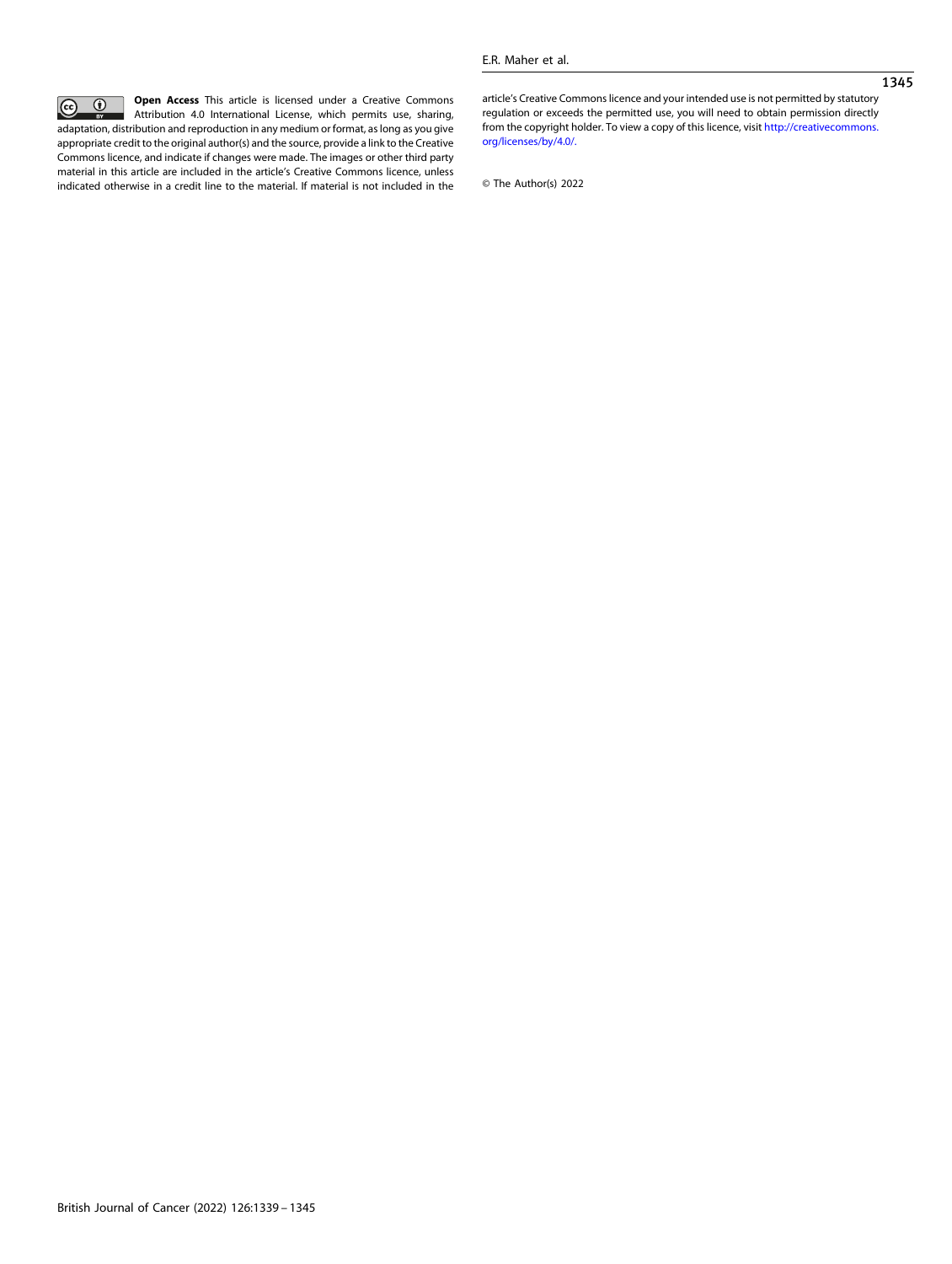**Open Access** This article is licensed under a Creative Commons Attribution 4.0 International License, which permits use, sharing, adaptation, distribution and reproduction in any medium or format, as long as you give appropriate credit to the original author(s) and the source, provide a link to the Creative Commons licence, and indicate if changes were made. The images or other third party material in this article are included in the article's Creative Commons licence, unless indicated otherwise in a credit line to the material. If material is not included in the article's Creative Commons licence and your intended use is not permitted by statutory regulation or exceeds the permitted use, you will need to obtain permission directly from the copyright holder. To view a copy of this licence, visit http://creativecommons.org/licenses/by/4.0/.

© The Author(s) 2022